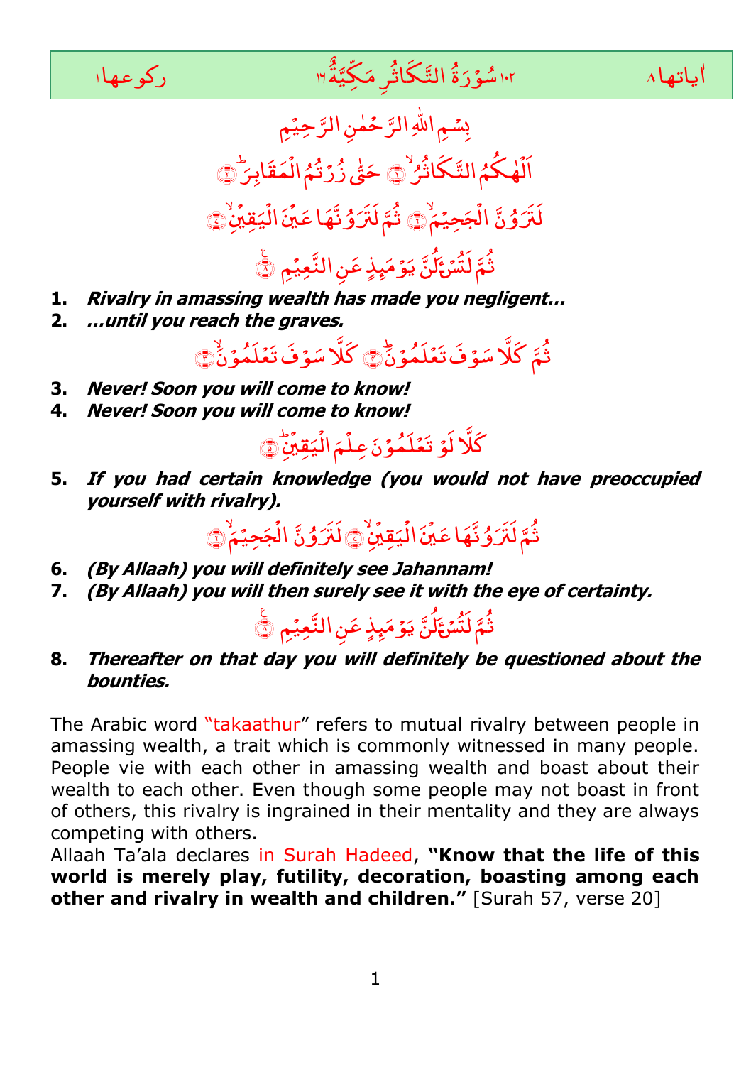| ركوعها ١ | ١٠٢ سُوْرَةُ التَّكَاثُرِ مَكِّيَّةٌ ١٦ | اٰياتها ٨ |
|---|---|---|

بِسۡمِ اللّٰهِ الرَّحۡمٰنِ الرَّحِيۡمِ

اَلۡهٰكُمُ التَّكَاثُرُۙ ۝١ حَتّٰى زُرۡتُمُ الۡمَقَابِرَؕ ۝٢

لَتَرَوُنَّ الۡجَحِيۡمَۙ ۝٦ ثُمَّ لَتَرَوُنَّهَا عَيۡنَ الۡيَقِيۡنِۙ ۝٧

ثُمَّ لَتُسۡـَٔلُنَّ يَوۡمَئِذٍ عَنِ النَّعِيۡمِ ۝٨

1. ***Rivalry in amassing wealth has made you negligent…***
2. ***…until you reach the graves.***

ثُمَّ كَلَّا سَوۡفَ تَعۡلَمُوۡنَۙ ۝٣ كَلَّا سَوۡفَ تَعۡلَمُوۡنَؕ ۝٤

3. ***Never! Soon you will come to know!***
4. ***Never! Soon you will come to know!***

كَلَّا لَوۡ تَعۡلَمُوۡنَ عِلۡمَ الۡيَقِيۡنِؕ ۝٥

5. ***If you had certain knowledge (you would not have preoccupied yourself with rivalry).***

ثُمَّ لَتَرَوُنَّهَا عَيۡنَ الۡيَقِيۡنِۙ ۝٧ لَتَرَوُنَّ الۡجَحِيۡمَۙ ۝٦

6. ***(By Allaah) you will definitely see Jahannam!***
7. ***(By Allaah) you will then surely see it with the eye of certainty.***

ثُمَّ لَتُسۡـَٔلُنَّ يَوۡمَئِذٍ عَنِ النَّعِيۡمِ ۝٨

8. ***Thereafter on that day you will definitely be questioned about the bounties.***

The Arabic word "takaathur" refers to mutual rivalry between people in amassing wealth, a trait which is commonly witnessed in many people. People vie with each other in amassing wealth and boast about their wealth to each other. Even though some people may not boast in front of others, this rivalry is ingrained in their mentality and they are always competing with others.

Allaah Ta'ala declares in Surah Hadeed, **"Know that the life of this world is merely play, futility, decoration, boasting among each other and rivalry in wealth and children."** [Surah 57, verse 20]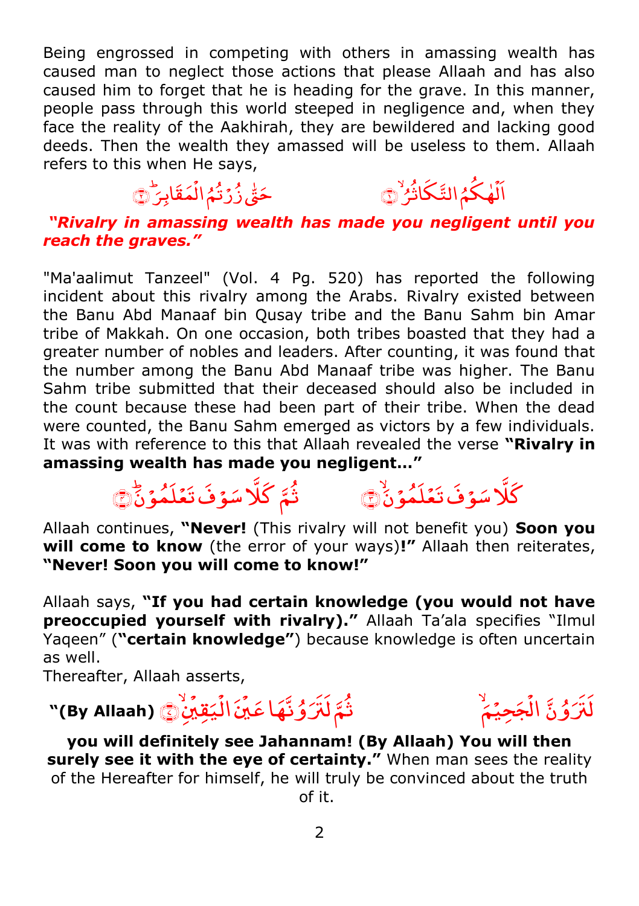Being engrossed in competing with others in amassing wealth has caused man to neglect those actions that please Allaah and has also caused him to forget that he is heading for the grave. In this manner, people pass through this world steeped in negligence and, when they face the reality of the Aakhirah, they are bewildered and lacking good deeds. Then the wealth they amassed will be useless to them. Allaah refers to this when He says,

اَلۡهٰكُمُ التَّكَاثُرُ ۙ﴿۱﴾ حَتّٰى زُرۡتُمُ الۡمَقَابِرَ ؕ﴿۲﴾

***"Rivalry in amassing wealth has made you negligent until you reach the graves."***

"Ma'aalimut Tanzeel" (Vol. 4 Pg. 520) has reported the following incident about this rivalry among the Arabs. Rivalry existed between the Banu Abd Manaaf bin Qusay tribe and the Banu Sahm bin Amar tribe of Makkah. On one occasion, both tribes boasted that they had a greater number of nobles and leaders. After counting, it was found that the number among the Banu Abd Manaaf tribe was higher. The Banu Sahm tribe submitted that their deceased should also be included in the count because these had been part of their tribe. When the dead were counted, the Banu Sahm emerged as victors by a few individuals. It was with reference to this that Allaah revealed the verse **"Rivalry in amassing wealth has made you negligent…"**

كَلَّا سَوۡفَ تَعۡلَمُوۡنَ ۙ﴿۳﴾ ثُمَّ كَلَّا سَوۡفَ تَعۡلَمُوۡنَ ؕ﴿۴﴾

Allaah continues, **"Never!** (This rivalry will not benefit you) **Soon you will come to know** (the error of your ways)**!"** Allaah then reiterates, **"Never! Soon you will come to know!"**

Allaah says, **"If you had certain knowledge (you would not have preoccupied yourself with rivalry)."** Allaah Ta'ala specifies "Ilmul Yaqeen" (**"certain knowledge"**) because knowledge is often uncertain as well.

Thereafter, Allaah asserts,

لَتَرَوُنَّ الۡجَحِيۡمَ ۙ ثُمَّ لَتَرَوُنَّهَا عَيۡنَ الۡيَقِيۡنِ ۙ﴿۷﴾ **"(By Allaah)**

**you will definitely see Jahannam! (By Allaah) You will then surely see it with the eye of certainty."** When man sees the reality of the Hereafter for himself, he will truly be convinced about the truth of it.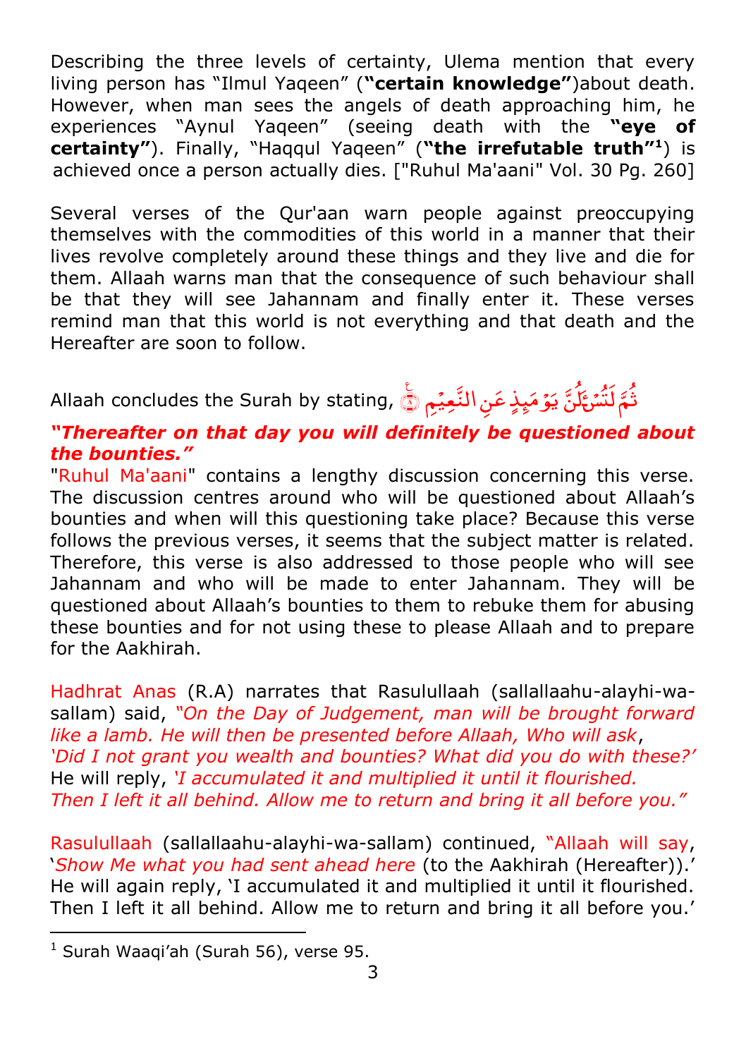Describing the three levels of certainty, Ulema mention that every living person has "Ilmul Yaqeen" (**"certain knowledge"**)about death. However, when man sees the angels of death approaching him, he experiences "Aynul Yaqeen" (seeing death with the **"eye of certainty"**). Finally, "Haqqul Yaqeen" (**"the irrefutable truth"**[1]) is achieved once a person actually dies. ["Ruhul Ma'aani" Vol. 30 Pg. 260]

Several verses of the Qur'aan warn people against preoccupying themselves with the commodities of this world in a manner that their lives revolve completely around these things and they live and die for them. Allaah warns man that the consequence of such behaviour shall be that they will see Jahannam and finally enter it. These verses remind man that this world is not everything and that death and the Hereafter are soon to follow.

Allaah concludes the Surah by stating, ثُمَّ لَتُسْـَٔلُنَّ يَوْمَئِذٍ عَنِ النَّعِيمِ ﴿٨﴾

***"Thereafter on that day you will definitely be questioned about the bounties."***

"Ruhul Ma'aani" contains a lengthy discussion concerning this verse. The discussion centres around who will be questioned about Allaah's bounties and when will this questioning take place? Because this verse follows the previous verses, it seems that the subject matter is related. Therefore, this verse is also addressed to those people who will see Jahannam and who will be made to enter Jahannam. They will be questioned about Allaah's bounties to them to rebuke them for abusing these bounties and for not using these to please Allaah and to prepare for the Aakhirah.

Hadhrat Anas (R.A) narrates that Rasulullaah (sallallaahu-alayhi-wa-sallam) said, *"On the Day of Judgement, man will be brought forward like a lamb. He will then be presented before Allaah, Who will ask*, *'Did I not grant you wealth and bounties? What did you do with these?'* He will reply, *'I accumulated it and multiplied it until it flourished. Then I left it all behind. Allow me to return and bring it all before you."*

Rasulullaah (sallallaahu-alayhi-wa-sallam) continued, "Allaah will say, '*Show Me what you had sent ahead here* (to the Aakhirah (Hereafter)).' He will again reply, 'I accumulated it and multiplied it until it flourished. Then I left it all behind. Allow me to return and bring it all before you.'

---

[1] Surah Waaqi'ah (Surah 56), verse 95.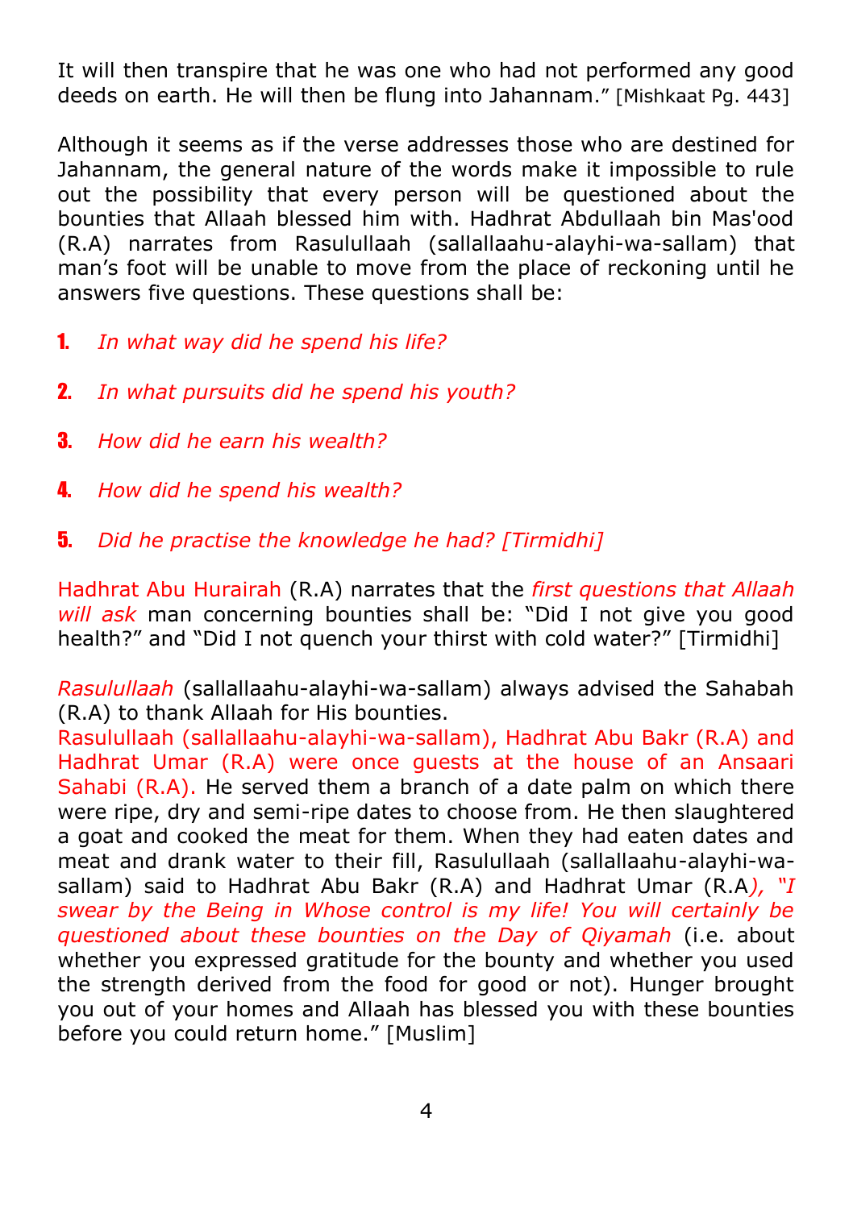It will then transpire that he was one who had not performed any good deeds on earth. He will then be flung into Jahannam." [Mishkaat Pg. 443]

Although it seems as if the verse addresses those who are destined for Jahannam, the general nature of the words make it impossible to rule out the possibility that every person will be questioned about the bounties that Allaah blessed him with. Hadhrat Abdullaah bin Mas'ood (R.A) narrates from Rasulullaah (sallallaahu-alayhi-wa-sallam) that man's foot will be unable to move from the place of reckoning until he answers five questions. These questions shall be:

1. *In what way did he spend his life?*
2. *In what pursuits did he spend his youth?*
3. *How did he earn his wealth?*
4. *How did he spend his wealth?*
5. *Did he practise the knowledge he had? [Tirmidhi]*

Hadhrat Abu Hurairah (R.A) narrates that the *first questions that Allaah will ask* man concerning bounties shall be: "Did I not give you good health?" and "Did I not quench your thirst with cold water?" [Tirmidhi]

*Rasulullaah* (sallallaahu-alayhi-wa-sallam) always advised the Sahabah (R.A) to thank Allaah for His bounties.
Rasulullaah (sallallaahu-alayhi-wa-sallam), Hadhrat Abu Bakr (R.A) and Hadhrat Umar (R.A) were once guests at the house of an Ansaari Sahabi (R.A). He served them a branch of a date palm on which there were ripe, dry and semi-ripe dates to choose from. He then slaughtered a goat and cooked the meat for them. When they had eaten dates and meat and drank water to their fill, Rasulullaah (sallallaahu-alayhi-wa-sallam) said to Hadhrat Abu Bakr (R.A) and Hadhrat Umar (R.A*), "I swear by the Being in Whose control is my life! You will certainly be questioned about these bounties on the Day of Qiyamah* (i.e. about whether you expressed gratitude for the bounty and whether you used the strength derived from the food for good or not). Hunger brought you out of your homes and Allaah has blessed you with these bounties before you could return home." [Muslim]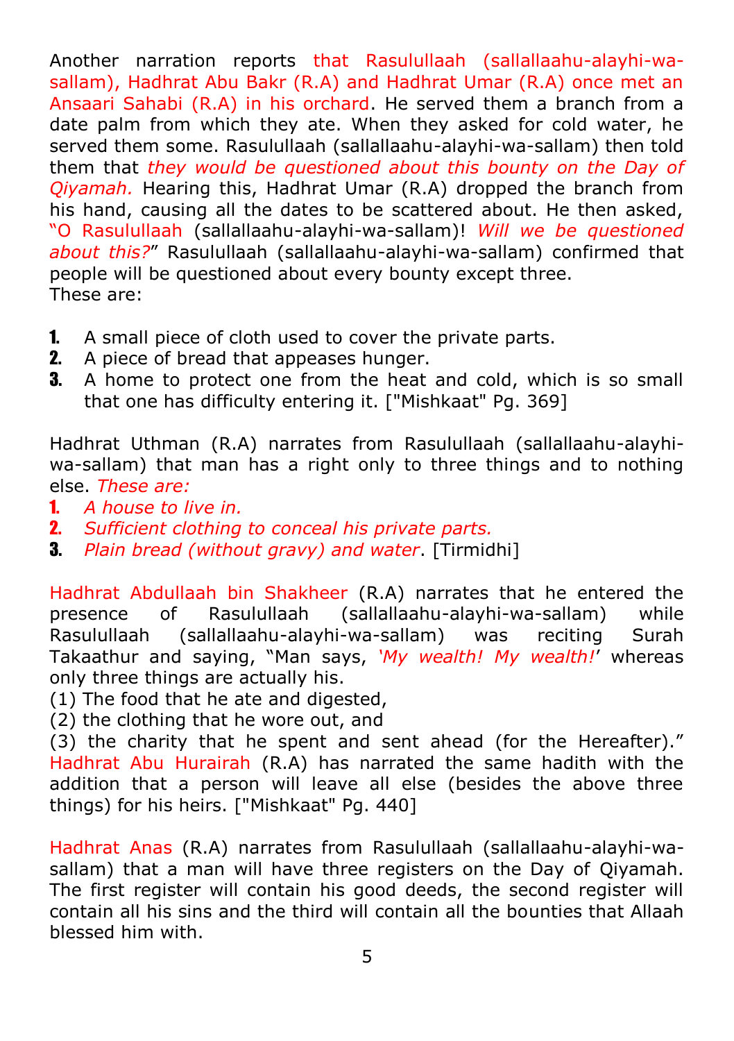Another narration reports that Rasulullaah (sallallaahu-alayhi-wa-sallam), Hadhrat Abu Bakr (R.A) and Hadhrat Umar (R.A) once met an Ansaari Sahabi (R.A) in his orchard. He served them a branch from a date palm from which they ate. When they asked for cold water, he served them some. Rasulullaah (sallallaahu-alayhi-wa-sallam) then told them that *they would be questioned about this bounty on the Day of Qiyamah.* Hearing this, Hadhrat Umar (R.A) dropped the branch from his hand, causing all the dates to be scattered about. He then asked, "O Rasulullaah (sallallaahu-alayhi-wa-sallam)! *Will we be questioned about this?*" Rasulullaah (sallallaahu-alayhi-wa-sallam) confirmed that people will be questioned about every bounty except three.
These are:

1. A small piece of cloth used to cover the private parts.
2. A piece of bread that appeases hunger.
3. A home to protect one from the heat and cold, which is so small that one has difficulty entering it. ["Mishkaat" Pg. 369]

Hadhrat Uthman (R.A) narrates from Rasulullaah (sallallaahu-alayhi-wa-sallam) that man has a right only to three things and to nothing else. *These are:*

1. *A house to live in.*
2. *Sufficient clothing to conceal his private parts.*
3. *Plain bread (without gravy) and water*. [Tirmidhi]

Hadhrat Abdullaah bin Shakheer (R.A) narrates that he entered the presence of Rasulullaah (sallallaahu-alayhi-wa-sallam) while Rasulullaah (sallallaahu-alayhi-wa-sallam) was reciting Surah Takaathur and saying, "Man says, '*My wealth! My wealth!*' whereas only three things are actually his.
(1) The food that he ate and digested,
(2) the clothing that he wore out, and
(3) the charity that he spent and sent ahead (for the Hereafter)."
Hadhrat Abu Hurairah (R.A) has narrated the same hadith with the addition that a person will leave all else (besides the above three things) for his heirs. ["Mishkaat" Pg. 440]

Hadhrat Anas (R.A) narrates from Rasulullaah (sallallaahu-alayhi-wa-sallam) that a man will have three registers on the Day of Qiyamah. The first register will contain his good deeds, the second register will contain all his sins and the third will contain all the bounties that Allaah blessed him with.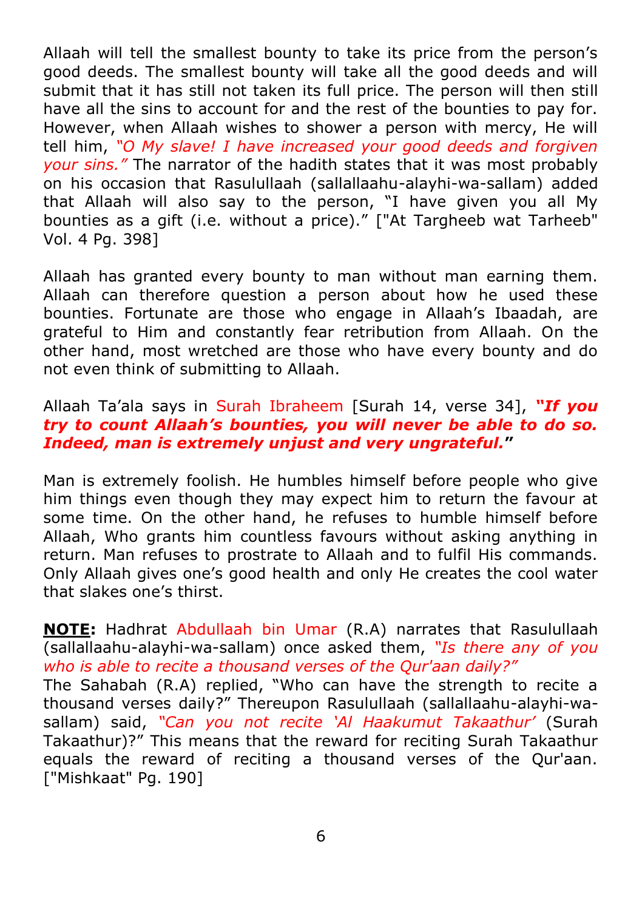Allaah will tell the smallest bounty to take its price from the person's good deeds. The smallest bounty will take all the good deeds and will submit that it has still not taken its full price. The person will then still have all the sins to account for and the rest of the bounties to pay for. However, when Allaah wishes to shower a person with mercy, He will tell him, *"O My slave! I have increased your good deeds and forgiven your sins."* The narrator of the hadith states that it was most probably on his occasion that Rasulullaah (sallallaahu-alayhi-wa-sallam) added that Allaah will also say to the person, "I have given you all My bounties as a gift (i.e. without a price)." ["At Targheeb wat Tarheeb" Vol. 4 Pg. 398]

Allaah has granted every bounty to man without man earning them. Allaah can therefore question a person about how he used these bounties. Fortunate are those who engage in Allaah's Ibaadah, are grateful to Him and constantly fear retribution from Allaah. On the other hand, most wretched are those who have every bounty and do not even think of submitting to Allaah.

Allaah Ta'ala says in Surah Ibraheem [Surah 14, verse 34], ***"If you try to count Allaah's bounties, you will never be able to do so. Indeed, man is extremely unjust and very ungrateful."***

Man is extremely foolish. He humbles himself before people who give him things even though they may expect him to return the favour at some time. On the other hand, he refuses to humble himself before Allaah, Who grants him countless favours without asking anything in return. Man refuses to prostrate to Allaah and to fulfil His commands. Only Allaah gives one's good health and only He creates the cool water that slakes one's thirst.

**NOTE:** Hadhrat Abdullaah bin Umar (R.A) narrates that Rasulullaah (sallallaahu-alayhi-wa-sallam) once asked them, *"Is there any of you who is able to recite a thousand verses of the Qur'aan daily?"*
The Sahabah (R.A) replied, "Who can have the strength to recite a thousand verses daily?" Thereupon Rasulullaah (sallallaahu-alayhi-wa-sallam) said, *"Can you not recite 'Al Haakumut Takaathur'* (Surah Takaathur)?" This means that the reward for reciting Surah Takaathur equals the reward of reciting a thousand verses of the Qur'aan. ["Mishkaat" Pg. 190]